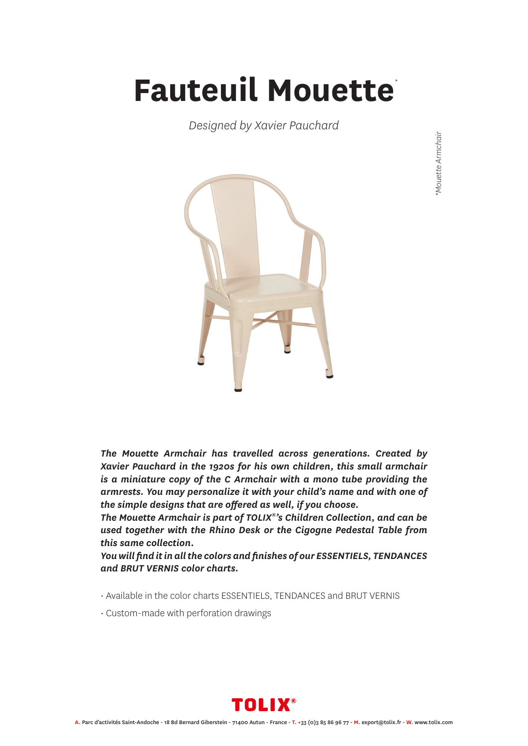# Fauteuil Mouette*

*Designed by Xavier Pauchard*

*\*Mouette Armchair*

***The Mouette Armchair has travelled across generations. Created by Xavier Pauchard in the 1920s for his own children, this small armchair is a miniature copy of the C Armchair with a mono tube providing the armrests. You may personalize it with your child's name and with one of the simple designs that are offered as well, if you choose.***
***The Mouette Armchair is part of TOLIX®'s Children Collection, and can be used together with the Rhino Desk or the Cigogne Pedestal Table from this same collection.***
***You will find it in all the colors and finishes of our ESSENTIELS, TENDANCES and BRUT VERNIS color charts.***

- Available in the color charts ESSENTIELS, TENDANCES and BRUT VERNIS
- Custom-made with perforation drawings

TOLIX®

**A.** Parc d'activités Saint-Andoche - 18 Bd Bernard Giberstein - 71400 Autun - France - **T.** +33 (0)3 85 86 96 77 - **M.** export@tolix.fr - **W.** www.tolix.com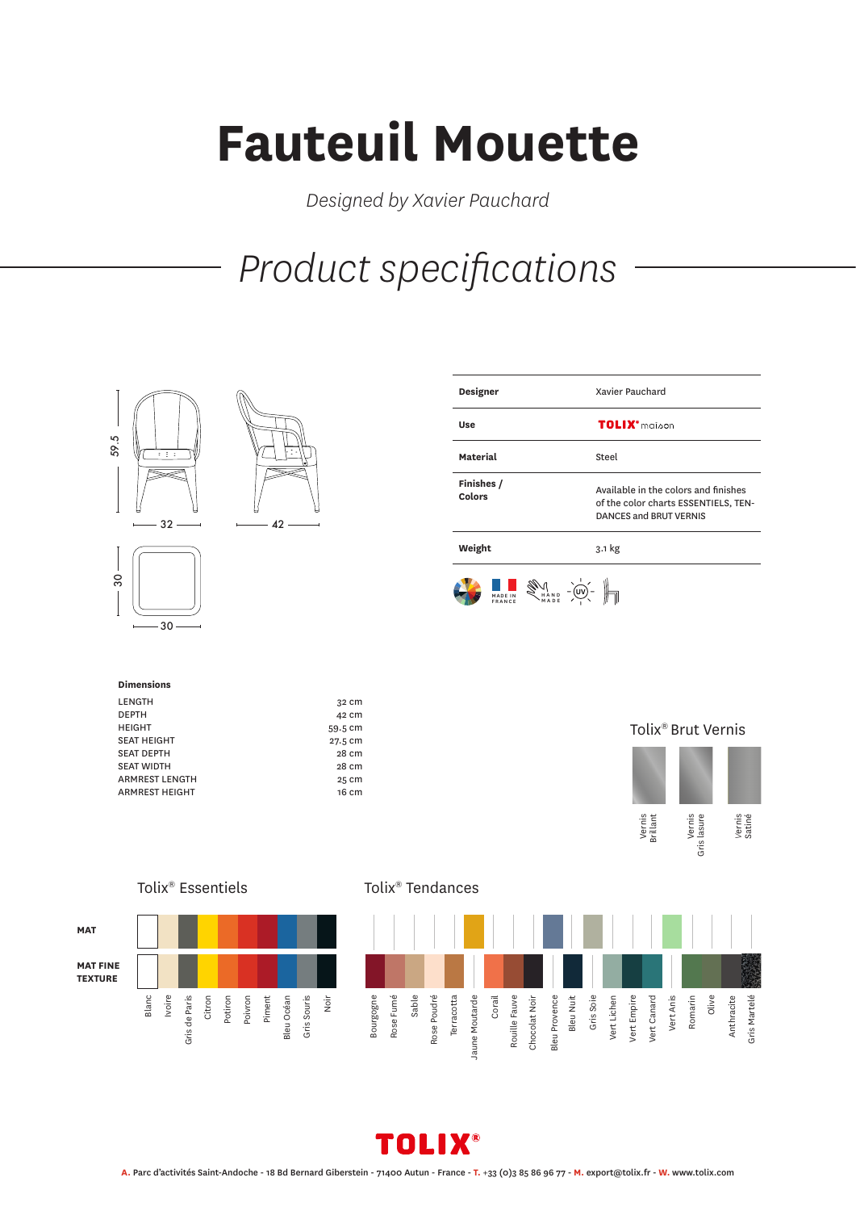# Fauteuil Mouette

*Designed by Xavier Pauchard*

## *Product specifications*

59.5

32

42

30

30

| | |
|---|---|
| **Designer** | Xavier Pauchard |
| **Use** | TOLIX® maison |
| **Material** | Steel |
| **Finishes / Colors** | Available in the colors and finishes of the color charts ESSENTIELS, TENDANCES and BRUT VERNIS |
| **Weight** | 3.1 kg |

MADE IN FRANCE

HAND MADE

UV

**Dimensions**

| | |
|---|---|
| LENGTH | 32 cm |
| DEPTH | 42 cm |
| HEIGHT | 59.5 cm |
| SEAT HEIGHT | 27.5 cm |
| SEAT DEPTH | 28 cm |
| SEAT WIDTH | 28 cm |
| ARMREST LENGTH | 25 cm |
| ARMREST HEIGHT | 16 cm |

### Tolix® Brut Vernis

Vernis Brillant, Vernis Gris lasure, Vernis Satiné

### Tolix® Essentiels

MAT

MAT FINE TEXTURE

Blanc, Ivoire, Gris de Paris, Citron, Potiron, Poivron, Piment, Bleu Océan, Gris Souris, Noir

### Tolix® Tendances

Bourgogne, Rose Fumé, Sable, Rose Poudré, Terracotta, Jaune Moutarde, Corail, Rouille Fauve, Chocolat Noir, Bleu Provence, Bleu Nuit, Gris Soie, Vert Lichen, Vert Empire, Vert Canard, Vert Anis, Romarin, Olive, Anthracite, Gris Martelé

TOLIX®

**A.** Parc d'activités Saint-Andoche - 18 Bd Bernard Giberstein - 71400 Autun - France - **T.** +33 (0)3 85 86 96 77 - **M.** export@tolix.fr - **W.** www.tolix.com